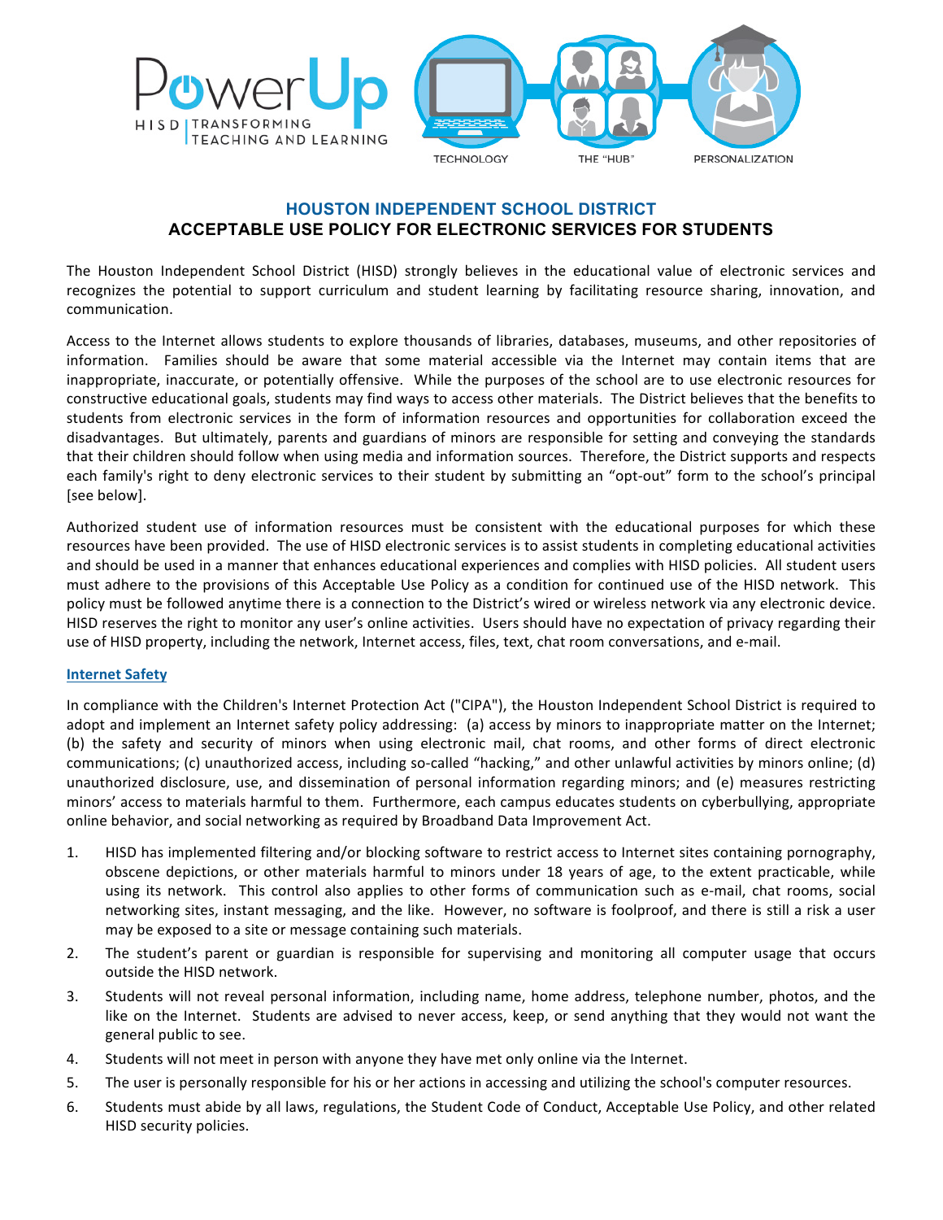PowerUp

HISD | TRANSFORMING TEACHING AND LEARNING

TECHNOLOGY THE "HUB" PERSONALIZATION

## HOUSTON INDEPENDENT SCHOOL DISTRICT
## ACCEPTABLE USE POLICY FOR ELECTRONIC SERVICES FOR STUDENTS

The Houston Independent School District (HISD) strongly believes in the educational value of electronic services and recognizes the potential to support curriculum and student learning by facilitating resource sharing, innovation, and communication.

Access to the Internet allows students to explore thousands of libraries, databases, museums, and other repositories of information. Families should be aware that some material accessible via the Internet may contain items that are inappropriate, inaccurate, or potentially offensive. While the purposes of the school are to use electronic resources for constructive educational goals, students may find ways to access other materials. The District believes that the benefits to students from electronic services in the form of information resources and opportunities for collaboration exceed the disadvantages. But ultimately, parents and guardians of minors are responsible for setting and conveying the standards that their children should follow when using media and information sources. Therefore, the District supports and respects each family's right to deny electronic services to their student by submitting an "opt-out" form to the school's principal [see below].

Authorized student use of information resources must be consistent with the educational purposes for which these resources have been provided. The use of HISD electronic services is to assist students in completing educational activities and should be used in a manner that enhances educational experiences and complies with HISD policies. All student users must adhere to the provisions of this Acceptable Use Policy as a condition for continued use of the HISD network. This policy must be followed anytime there is a connection to the District's wired or wireless network via any electronic device. HISD reserves the right to monitor any user's online activities. Users should have no expectation of privacy regarding their use of HISD property, including the network, Internet access, files, text, chat room conversations, and e-mail.

### Internet Safety

In compliance with the Children's Internet Protection Act ("CIPA"), the Houston Independent School District is required to adopt and implement an Internet safety policy addressing: (a) access by minors to inappropriate matter on the Internet; (b) the safety and security of minors when using electronic mail, chat rooms, and other forms of direct electronic communications; (c) unauthorized access, including so-called "hacking," and other unlawful activities by minors online; (d) unauthorized disclosure, use, and dissemination of personal information regarding minors; and (e) measures restricting minors' access to materials harmful to them. Furthermore, each campus educates students on cyberbullying, appropriate online behavior, and social networking as required by Broadband Data Improvement Act.

1. HISD has implemented filtering and/or blocking software to restrict access to Internet sites containing pornography, obscene depictions, or other materials harmful to minors under 18 years of age, to the extent practicable, while using its network. This control also applies to other forms of communication such as e-mail, chat rooms, social networking sites, instant messaging, and the like. However, no software is foolproof, and there is still a risk a user may be exposed to a site or message containing such materials.
2. The student's parent or guardian is responsible for supervising and monitoring all computer usage that occurs outside the HISD network.
3. Students will not reveal personal information, including name, home address, telephone number, photos, and the like on the Internet. Students are advised to never access, keep, or send anything that they would not want the general public to see.
4. Students will not meet in person with anyone they have met only online via the Internet.
5. The user is personally responsible for his or her actions in accessing and utilizing the school's computer resources.
6. Students must abide by all laws, regulations, the Student Code of Conduct, Acceptable Use Policy, and other related HISD security policies.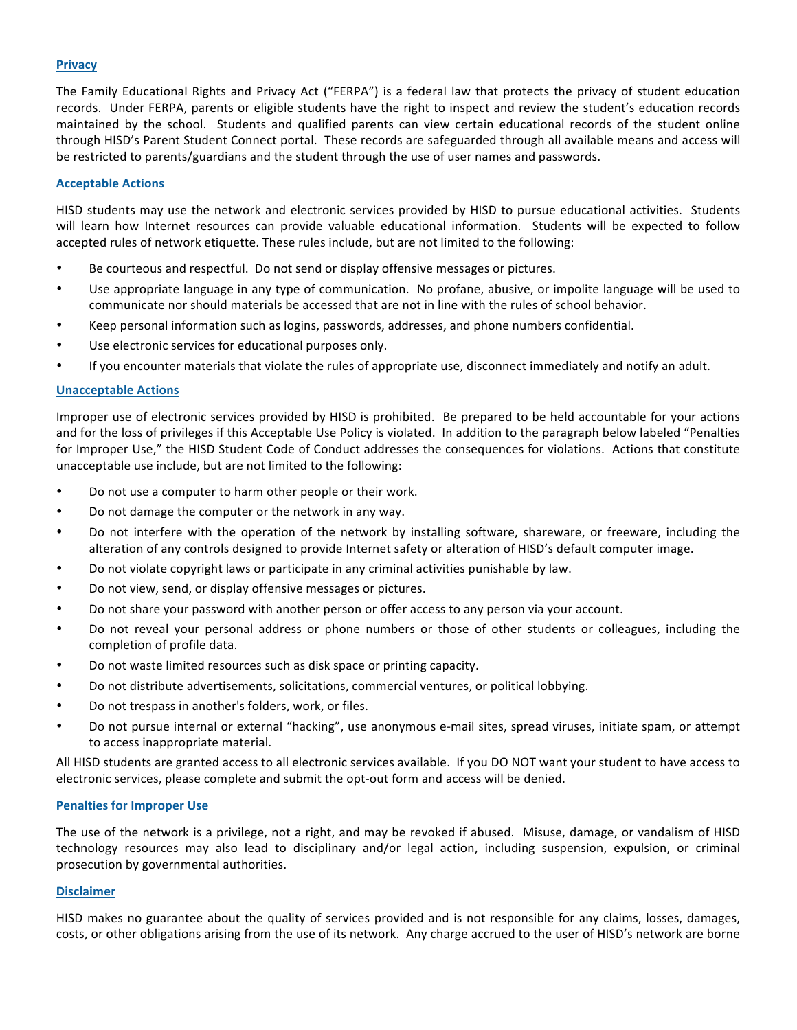**Privacy**

The Family Educational Rights and Privacy Act ("FERPA") is a federal law that protects the privacy of student education records. Under FERPA, parents or eligible students have the right to inspect and review the student's education records maintained by the school. Students and qualified parents can view certain educational records of the student online through HISD's Parent Student Connect portal. These records are safeguarded through all available means and access will be restricted to parents/guardians and the student through the use of user names and passwords.

**Acceptable Actions**

HISD students may use the network and electronic services provided by HISD to pursue educational activities. Students will learn how Internet resources can provide valuable educational information. Students will be expected to follow accepted rules of network etiquette. These rules include, but are not limited to the following:

- Be courteous and respectful. Do not send or display offensive messages or pictures.
- Use appropriate language in any type of communication. No profane, abusive, or impolite language will be used to communicate nor should materials be accessed that are not in line with the rules of school behavior.
- Keep personal information such as logins, passwords, addresses, and phone numbers confidential.
- Use electronic services for educational purposes only.
- If you encounter materials that violate the rules of appropriate use, disconnect immediately and notify an adult.

**Unacceptable Actions**

Improper use of electronic services provided by HISD is prohibited. Be prepared to be held accountable for your actions and for the loss of privileges if this Acceptable Use Policy is violated. In addition to the paragraph below labeled "Penalties for Improper Use," the HISD Student Code of Conduct addresses the consequences for violations. Actions that constitute unacceptable use include, but are not limited to the following:

- Do not use a computer to harm other people or their work.
- Do not damage the computer or the network in any way.
- Do not interfere with the operation of the network by installing software, shareware, or freeware, including the alteration of any controls designed to provide Internet safety or alteration of HISD's default computer image.
- Do not violate copyright laws or participate in any criminal activities punishable by law.
- Do not view, send, or display offensive messages or pictures.
- Do not share your password with another person or offer access to any person via your account.
- Do not reveal your personal address or phone numbers or those of other students or colleagues, including the completion of profile data.
- Do not waste limited resources such as disk space or printing capacity.
- Do not distribute advertisements, solicitations, commercial ventures, or political lobbying.
- Do not trespass in another's folders, work, or files.
- Do not pursue internal or external "hacking", use anonymous e-mail sites, spread viruses, initiate spam, or attempt to access inappropriate material.

All HISD students are granted access to all electronic services available. If you DO NOT want your student to have access to electronic services, please complete and submit the opt-out form and access will be denied.

**Penalties for Improper Use**

The use of the network is a privilege, not a right, and may be revoked if abused. Misuse, damage, or vandalism of HISD technology resources may also lead to disciplinary and/or legal action, including suspension, expulsion, or criminal prosecution by governmental authorities.

**Disclaimer**

HISD makes no guarantee about the quality of services provided and is not responsible for any claims, losses, damages, costs, or other obligations arising from the use of its network. Any charge accrued to the user of HISD's network are borne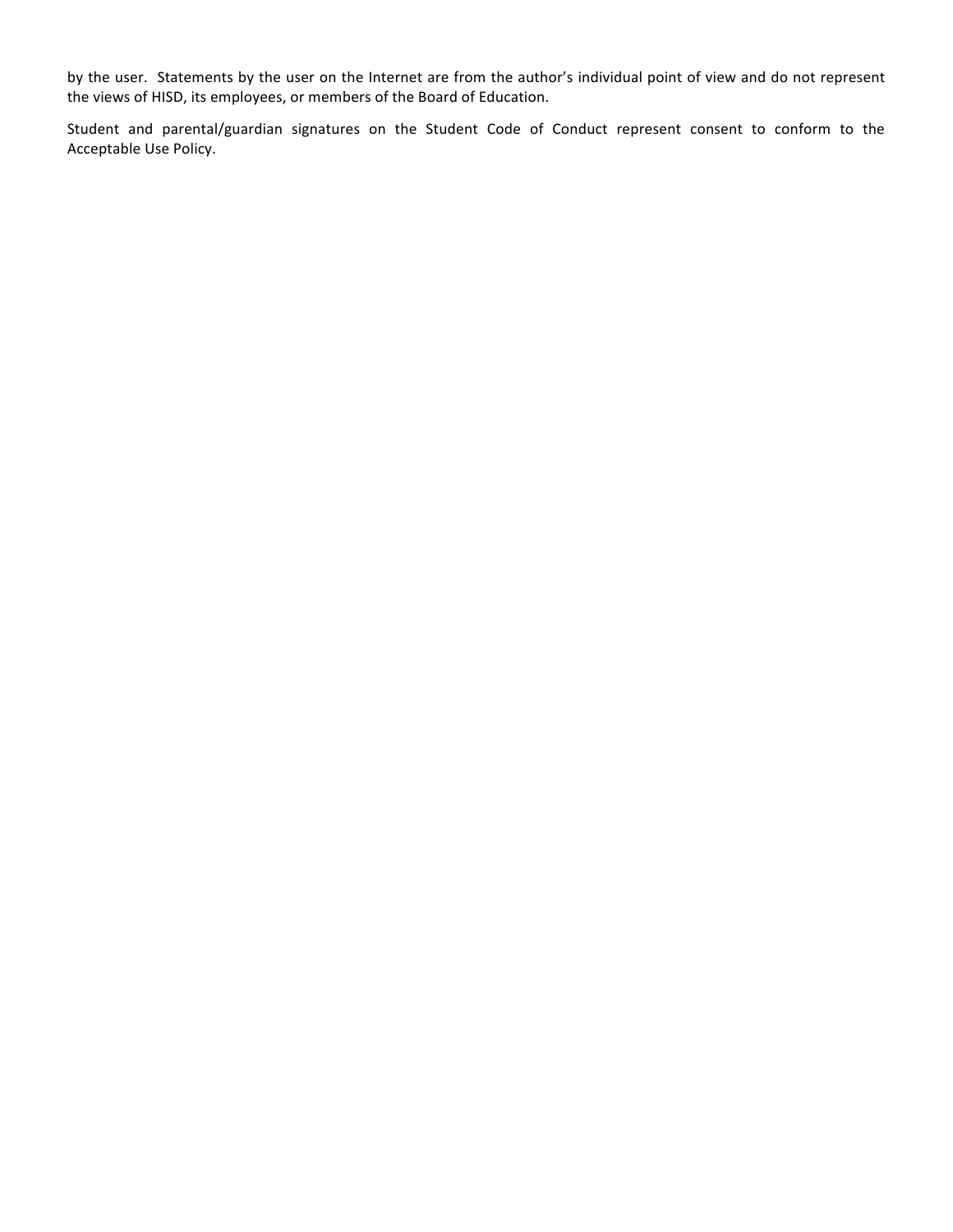by the user. Statements by the user on the Internet are from the author's individual point of view and do not represent the views of HISD, its employees, or members of the Board of Education.

Student and parental/guardian signatures on the Student Code of Conduct represent consent to conform to the Acceptable Use Policy.